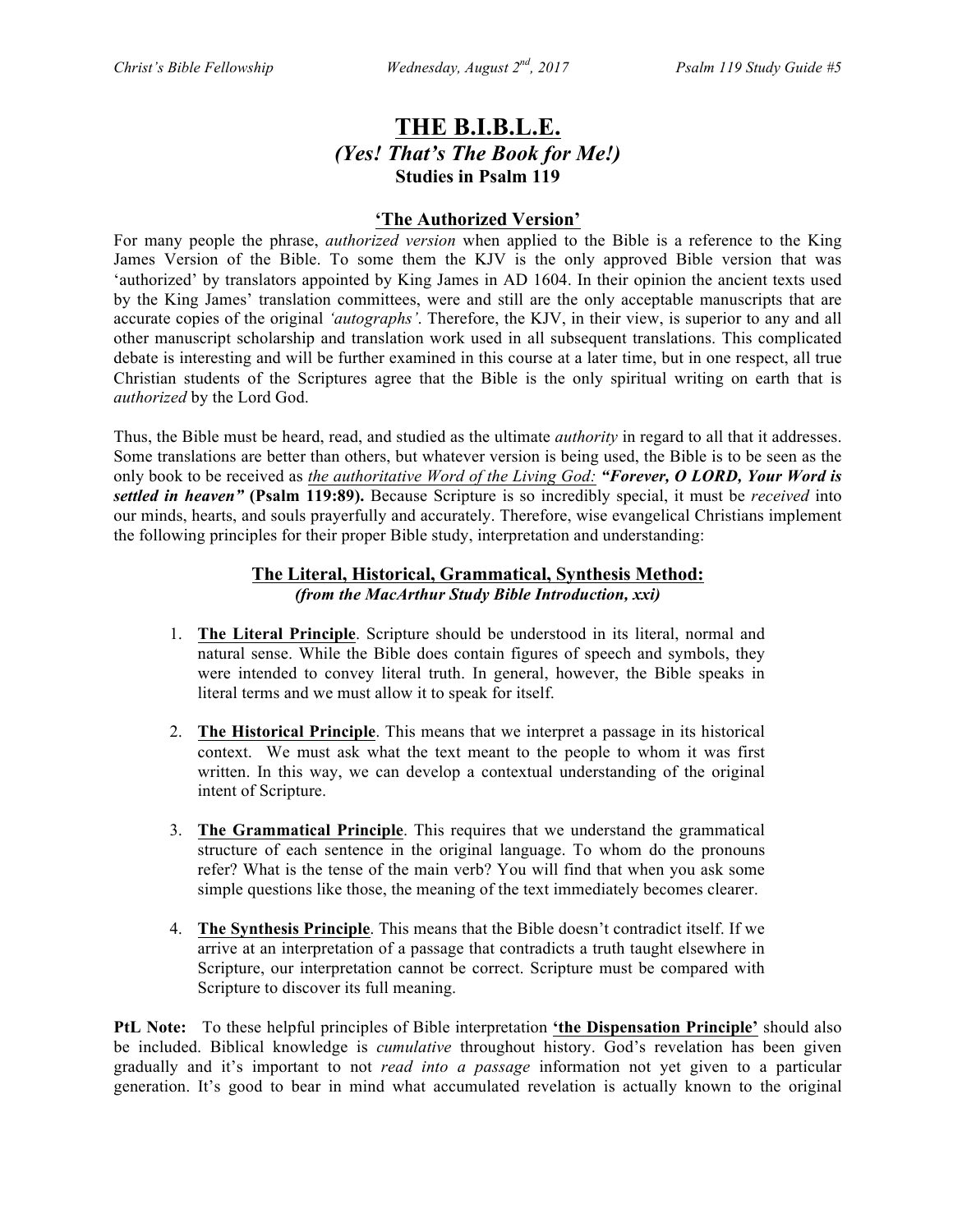# THE B.I.B.L.E.

## *(Yes! That's The Book for Me!)*

### Studies in Psalm 119

### 'The Authorized Version'

For many people the phrase, *authorized version* when applied to the Bible is a reference to the King James Version of the Bible. To some them the KJV is the only approved Bible version that was 'authorized' by translators appointed by King James in AD 1604. In their opinion the ancient texts used by the King James' translation committees, were and still are the only acceptable manuscripts that are accurate copies of the original *'autographs'*. Therefore, the KJV, in their view, is superior to any and all other manuscript scholarship and translation work used in all subsequent translations. This complicated debate is interesting and will be further examined in this course at a later time, but in one respect, all true Christian students of the Scriptures agree that the Bible is the only spiritual writing on earth that is *authorized* by the Lord God.

Thus, the Bible must be heard, read, and studied as the ultimate *authority* in regard to all that it addresses. Some translations are better than others, but whatever version is being used, the Bible is to be seen as the only book to be received as *the authoritative Word of the Living God:* ***"Forever, O LORD, Your Word is settled in heaven"*** **(Psalm 119:89).** Because Scripture is so incredibly special, it must be *received* into our minds, hearts, and souls prayerfully and accurately. Therefore, wise evangelical Christians implement the following principles for their proper Bible study, interpretation and understanding:

### The Literal, Historical, Grammatical, Synthesis Method:

***(from the MacArthur Study Bible Introduction, xxi)***

1. **The Literal Principle**. Scripture should be understood in its literal, normal and natural sense. While the Bible does contain figures of speech and symbols, they were intended to convey literal truth. In general, however, the Bible speaks in literal terms and we must allow it to speak for itself.

2. **The Historical Principle**. This means that we interpret a passage in its historical context. We must ask what the text meant to the people to whom it was first written. In this way, we can develop a contextual understanding of the original intent of Scripture.

3. **The Grammatical Principle**. This requires that we understand the grammatical structure of each sentence in the original language. To whom do the pronouns refer? What is the tense of the main verb? You will find that when you ask some simple questions like those, the meaning of the text immediately becomes clearer.

4. **The Synthesis Principle**. This means that the Bible doesn't contradict itself. If we arrive at an interpretation of a passage that contradicts a truth taught elsewhere in Scripture, our interpretation cannot be correct. Scripture must be compared with Scripture to discover its full meaning.

**PtL Note:** To these helpful principles of Bible interpretation **'the Dispensation Principle'** should also be included. Biblical knowledge is *cumulative* throughout history. God's revelation has been given gradually and it's important to not *read into a passage* information not yet given to a particular generation. It's good to bear in mind what accumulated revelation is actually known to the original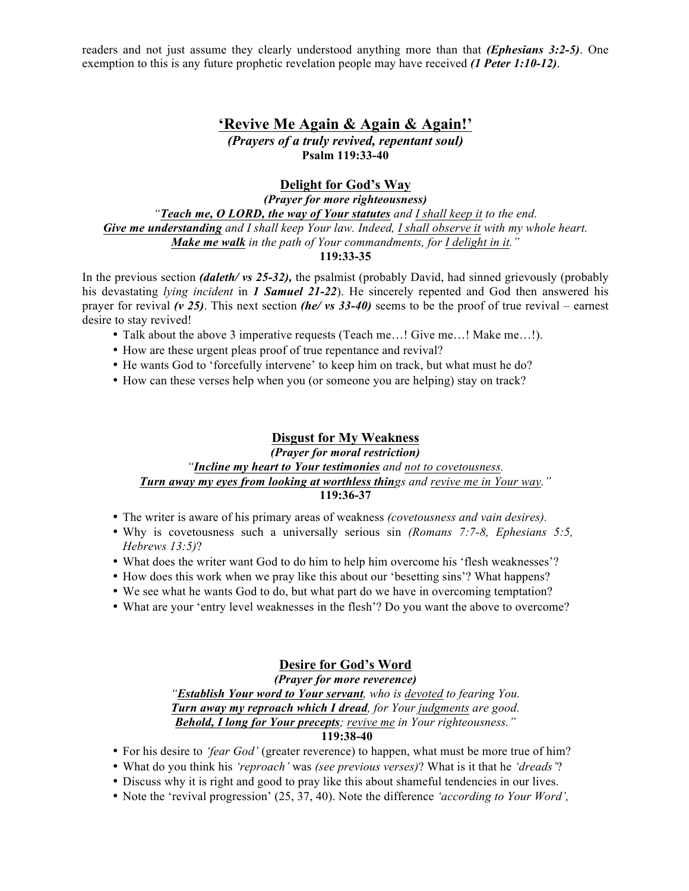readers and not just assume they clearly understood anything more than that ***(Ephesians 3:2-5)***. One exemption to this is any future prophetic revelation people may have received ***(1 Peter 1:10-12)***.

## <u>'Revive Me Again & Again & Again!'</u>

***(Prayers of a truly revived, repentant soul)***
**Psalm 119:33-40**

### <u>Delight for God's Way</u>

***(Prayer for more righteousness)***

*"**<u>Teach me, O LORD, the way of Your statutes</u>** and <u>I shall keep it</u> to the end.*
***<u>Give me understanding</u>** and I shall keep Your law. Indeed, <u>I shall observe it</u> with my whole heart.*
***<u>Make me walk</u>** in the path of Your commandments, for <u>I delight in it</u>."*
**119:33-35**

In the previous section ***(daleth/ vs 25-32),*** the psalmist (probably David, had sinned grievously (probably his devastating *lying incident* in ***1 Samuel 21-22***). He sincerely repented and God then answered his prayer for revival ***(v 25)***. This next section ***(he/ vs 33-40)*** seems to be the proof of true revival – earnest desire to stay revived!

- Talk about the above 3 imperative requests (Teach me…! Give me…! Make me…!).
- How are these urgent pleas proof of true repentance and revival?
- He wants God to 'forcefully intervene' to keep him on track, but what must he do?
- How can these verses help when you (or someone you are helping) stay on track?

### <u>Disgust for My Weakness</u>

***(Prayer for moral restriction)***

*"**<u>Incline my heart to Your testimonies</u>** and <u>not to covetousness</u>.*
***<u>Turn away my eyes from looking at worthless thin</u>**gs and <u>revive me in Your way</u>."*
**119:36-37**

- The writer is aware of his primary areas of weakness *(covetousness and vain desires).*
- Why is covetousness such a universally serious sin *(Romans 7:7-8, Ephesians 5:5, Hebrews 13:5)*?
- What does the writer want God to do him to help him overcome his 'flesh weaknesses'?
- How does this work when we pray like this about our 'besetting sins'? What happens?
- We see what he wants God to do, but what part do we have in overcoming temptation?
- What are your 'entry level weaknesses in the flesh'? Do you want the above to overcome?

### <u>Desire for God's Word</u>

***(Prayer for more reverence)***

*"**<u>Establish Your word to Your servant</u>**, who is <u>devoted</u> to fearing You.*
***<u>Turn away my reproach which I dread</u>**, for Your <u>judgments</u> are good.*
***<u>Behold, I long for Your precepts</u>**; <u>revive me</u> in Your righteousness."*
**119:38-40**

- For his desire to *'fear God'* (greater reverence) to happen, what must be more true of him?
- What do you think his *'reproach'* was *(see previous verses)*? What is it that he *'dreads'*?
- Discuss why it is right and good to pray like this about shameful tendencies in our lives.
- Note the 'revival progression' (25, 37, 40). Note the difference *'according to Your Word',*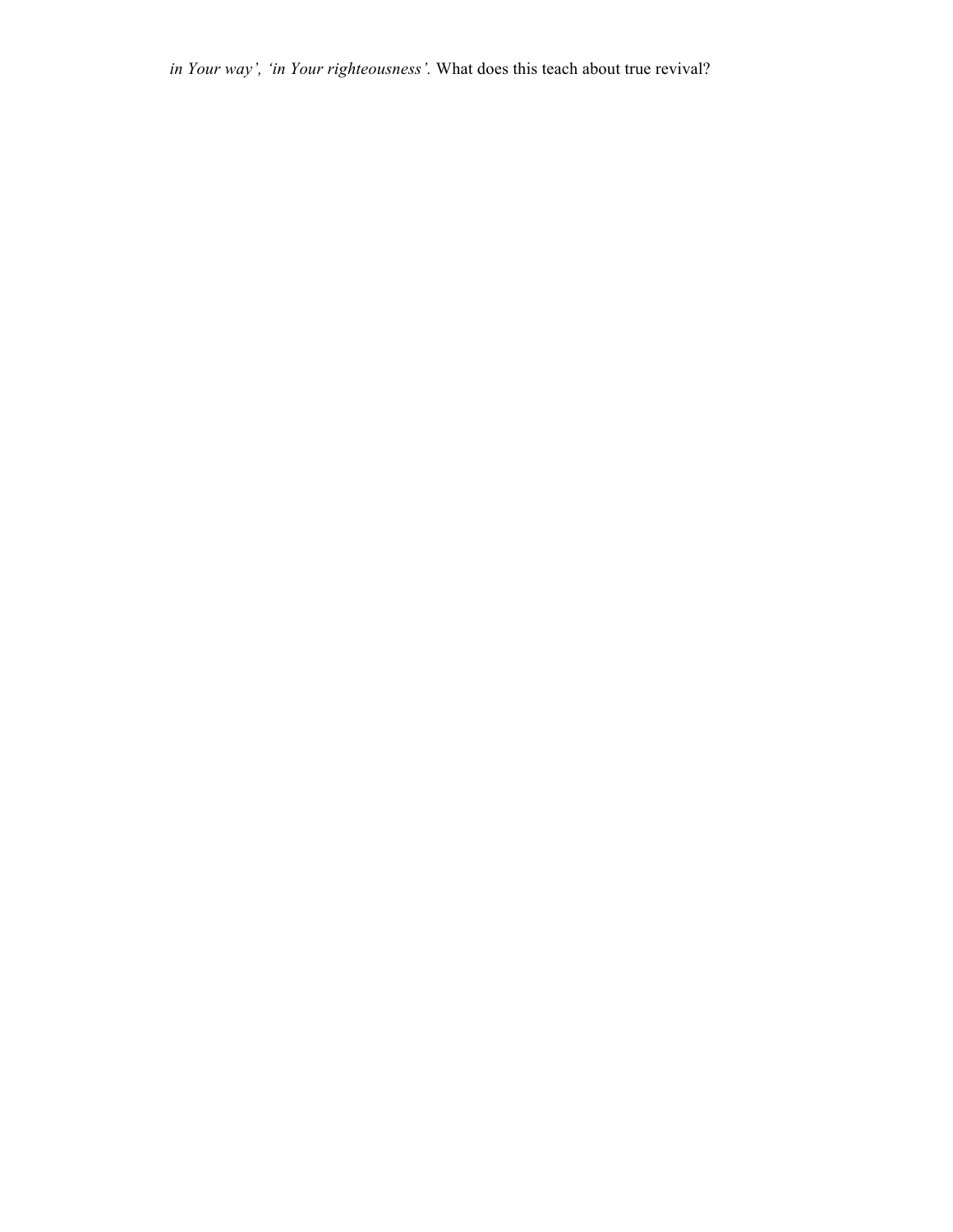*in Your way', 'in Your righteousness'.* What does this teach about true revival?